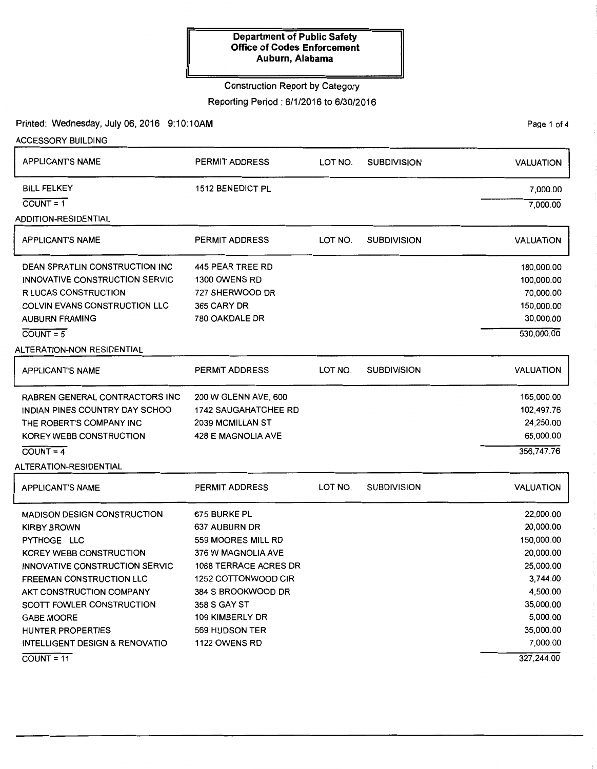**Department of Public Safety**
**Office of Codes Enforcement**
**Auburn, Alabama**

Construction Report by Category

Reporting Period : 6/1/2016 to 6/30/2016

Printed: Wednesday, July 06, 2016 9:10:10AM

### ACCESSORY BUILDING

| APPLICANT'S NAME | PERMIT ADDRESS | LOT NO. | SUBDIVISION | VALUATION |
|---|---|---|---|---|
| BILL FELKEY | 1512 BENEDICT PL | | | 7,000.00 |
| COUNT = 1 | | | | 7,000.00 |

### ADDITION-RESIDENTIAL

| APPLICANT'S NAME | PERMIT ADDRESS | LOT NO. | SUBDIVISION | VALUATION |
|---|---|---|---|---|
| DEAN SPRATLIN CONSTRUCTION INC | 445 PEAR TREE RD | | | 180,000.00 |
| INNOVATIVE CONSTRUCTION SERVIC | 1300 OWENS RD | | | 100,000.00 |
| R LUCAS CONSTRUCTION | 727 SHERWOOD DR | | | 70,000.00 |
| COLVIN EVANS CONSTRUCTION LLC | 365 CARY DR | | | 150,000.00 |
| AUBURN FRAMING | 780 OAKDALE DR | | | 30,000.00 |
| COUNT = 5 | | | | 530,000.00 |

### ALTERATION-NON RESIDENTIAL

| APPLICANT'S NAME | PERMIT ADDRESS | LOT NO. | SUBDIVISION | VALUATION |
|---|---|---|---|---|
| RABREN GENERAL CONTRACTORS INC | 200 W GLENN AVE, 600 | | | 165,000.00 |
| INDIAN PINES COUNTRY DAY SCHOO | 1742 SAUGAHATCHEE RD | | | 102,497.76 |
| THE ROBERT'S COMPANY INC | 2039 MCMILLAN ST | | | 24,250.00 |
| KOREY WEBB CONSTRUCTION | 428 E MAGNOLIA AVE | | | 65,000.00 |
| COUNT = 4 | | | | 356,747.76 |

### ALTERATION-RESIDENTIAL

| APPLICANT'S NAME | PERMIT ADDRESS | LOT NO. | SUBDIVISION | VALUATION |
|---|---|---|---|---|
| MADISON DESIGN CONSTRUCTION | 675 BURKE PL | | | 22,000.00 |
| KIRBY BROWN | 637 AUBURN DR | | | 20,000.00 |
| PYTHOGE LLC | 559 MOORES MILL RD | | | 150,000.00 |
| KOREY WEBB CONSTRUCTION | 376 W MAGNOLIA AVE | | | 20,000.00 |
| INNOVATIVE CONSTRUCTION SERVIC | 1088 TERRACE ACRES DR | | | 25,000.00 |
| FREEMAN CONSTRUCTION LLC | 1252 COTTONWOOD CIR | | | 3,744.00 |
| AKT CONSTRUCTION COMPANY | 384 S BROOKWOOD DR | | | 4,500.00 |
| SCOTT FOWLER CONSTRUCTION | 358 S GAY ST | | | 35,000.00 |
| GABE MOORE | 109 KIMBERLY DR | | | 5,000.00 |
| HUNTER PROPERTIES | 569 HUDSON TER | | | 35,000.00 |
| INTELLIGENT DESIGN & RENOVATIO | 1122 OWENS RD | | | 7,000.00 |
| COUNT = 11 | | | | 327,244.00 |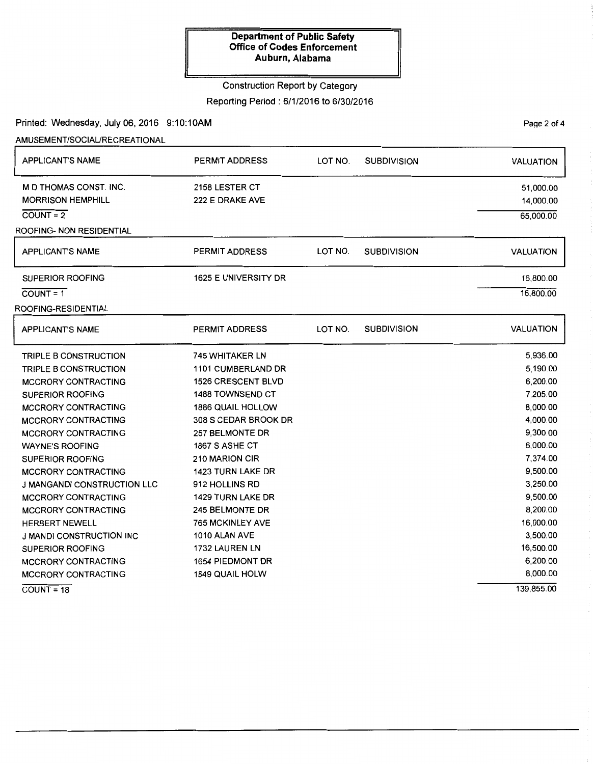**Department of Public Safety**
**Office of Codes Enforcement**
**Auburn, Alabama**

Construction Report by Category

Reporting Period : 6/1/2016 to 6/30/2016

Printed: Wednesday, July 06, 2016 9:10:10AM

AMUSEMENT/SOCIAL/RECREATIONAL

| APPLICANT'S NAME | PERMIT ADDRESS | LOT NO. | SUBDIVISION | VALUATION |
|---|---|---|---|---|
| M D THOMAS CONST. INC. | 2158 LESTER CT | | | 51,000.00 |
| MORRISON HEMPHILL | 222 E DRAKE AVE | | | 14,000.00 |
| COUNT = 2 | | | | 65,000.00 |

ROOFING- NON RESIDENTIAL

| APPLICANT'S NAME | PERMIT ADDRESS | LOT NO. | SUBDIVISION | VALUATION |
|---|---|---|---|---|
| SUPERIOR ROOFING | 1625 E UNIVERSITY DR | | | 16,800.00 |
| COUNT = 1 | | | | 16,800.00 |

ROOFING-RESIDENTIAL

| APPLICANT'S NAME | PERMIT ADDRESS | LOT NO. | SUBDIVISION | VALUATION |
|---|---|---|---|---|
| TRIPLE B CONSTRUCTION | 745 WHITAKER LN | | | 5,936.00 |
| TRIPLE B CONSTRUCTION | 1101 CUMBERLAND DR | | | 5,190.00 |
| MCCRORY CONTRACTING | 1526 CRESCENT BLVD | | | 6,200.00 |
| SUPERIOR ROOFING | 1488 TOWNSEND CT | | | 7,205.00 |
| MCCRORY CONTRACTING | 1886 QUAIL HOLLOW | | | 8,000.00 |
| MCCRORY CONTRACTING | 308 S CEDAR BROOK DR | | | 4,000.00 |
| MCCRORY CONTRACTING | 257 BELMONTE DR | | | 9,300.00 |
| WAYNE'S ROOFING | 1867 S ASHE CT | | | 6,000.00 |
| SUPERIOR ROOFING | 210 MARION CIR | | | 7,374.00 |
| MCCRORY CONTRACTING | 1423 TURN LAKE DR | | | 9,500.00 |
| J MANGANDI CONSTRUCTION LLC | 912 HOLLINS RD | | | 3,250.00 |
| MCCRORY CONTRACTING | 1429 TURN LAKE DR | | | 9,500.00 |
| MCCRORY CONTRACTING | 245 BELMONTE DR | | | 8,200.00 |
| HERBERT NEWELL | 765 MCKINLEY AVE | | | 16,000.00 |
| J MANDI CONSTRUCTION INC | 1010 ALAN AVE | | | 3,500.00 |
| SUPERIOR ROOFING | 1732 LAUREN LN | | | 16,500.00 |
| MCCRORY CONTRACTING | 1654 PIEDMONT DR | | | 6,200.00 |
| MCCRORY CONTRACTING | 1849 QUAIL HOLW | | | 8,000.00 |
| COUNT = 18 | | | | 139,855.00 |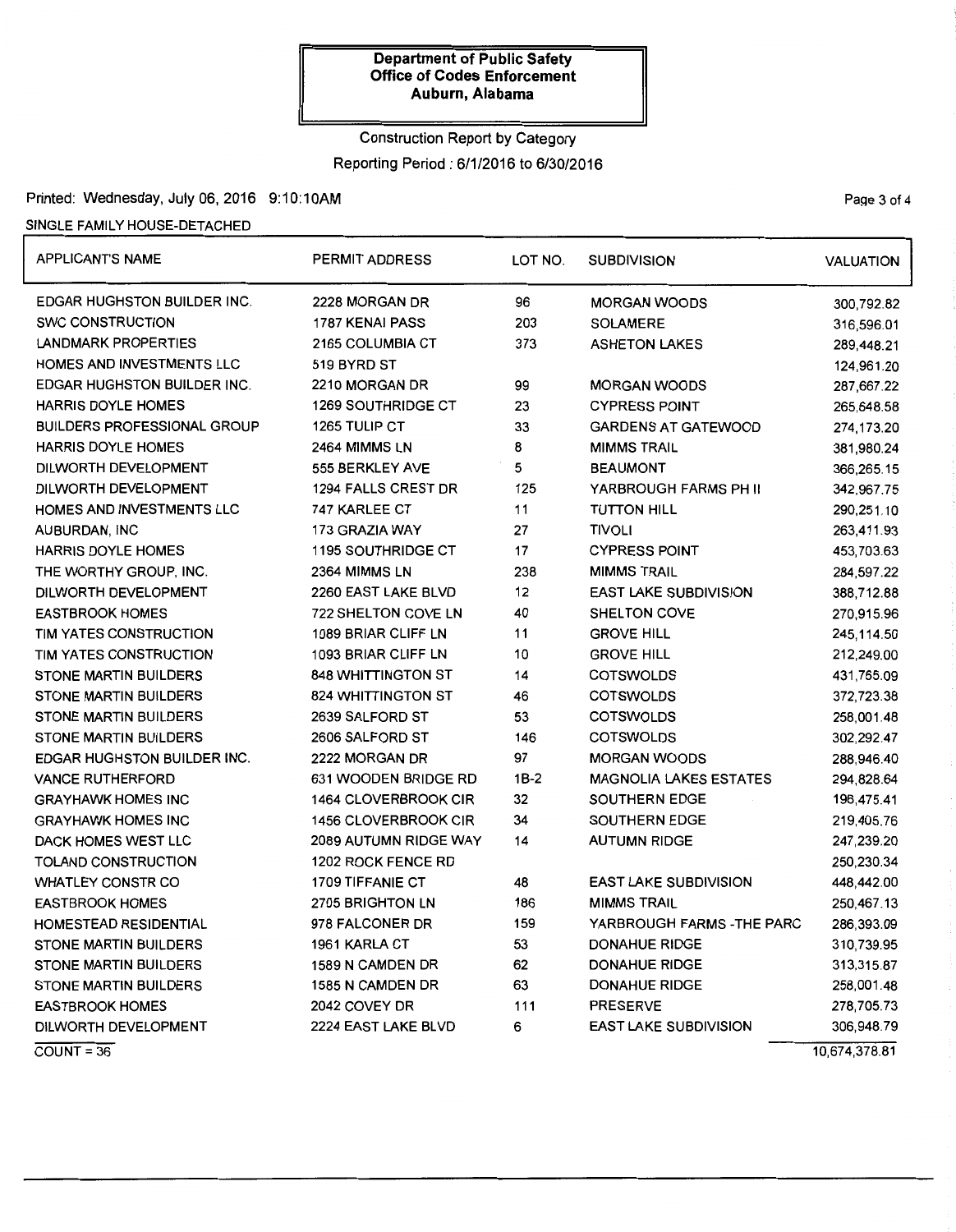**Department of Public Safety**
**Office of Codes Enforcement**
**Auburn, Alabama**

Construction Report by Category

Reporting Period : 6/1/2016 to 6/30/2016

Printed: Wednesday, July 06, 2016 9:10:10AM

SINGLE FAMILY HOUSE-DETACHED

| APPLICANT'S NAME | PERMIT ADDRESS | LOT NO. | SUBDIVISION | VALUATION |
|---|---|---|---|---|
| EDGAR HUGHSTON BUILDER INC. | 2228 MORGAN DR | 96 | MORGAN WOODS | 300,792.82 |
| SWC CONSTRUCTION | 1787 KENAI PASS | 203 | SOLAMERE | 316,596.01 |
| LANDMARK PROPERTIES | 2165 COLUMBIA CT | 373 | ASHETON LAKES | 289,448.21 |
| HOMES AND INVESTMENTS LLC | 519 BYRD ST | | | 124,961.20 |
| EDGAR HUGHSTON BUILDER INC. | 2210 MORGAN DR | 99 | MORGAN WOODS | 287,667.22 |
| HARRIS DOYLE HOMES | 1269 SOUTHRIDGE CT | 23 | CYPRESS POINT | 265,648.58 |
| BUILDERS PROFESSIONAL GROUP | 1265 TULIP CT | 33 | GARDENS AT GATEWOOD | 274,173.20 |
| HARRIS DOYLE HOMES | 2464 MIMMS LN | 8 | MIMMS TRAIL | 381,980.24 |
| DILWORTH DEVELOPMENT | 555 BERKLEY AVE | 5 | BEAUMONT | 366,265.15 |
| DILWORTH DEVELOPMENT | 1294 FALLS CREST DR | 125 | YARBROUGH FARMS PH II | 342,967.75 |
| HOMES AND INVESTMENTS LLC | 747 KARLEE CT | 11 | TUTTON HILL | 290,251.10 |
| AUBURDAN, INC | 173 GRAZIA WAY | 27 | TIVOLI | 263,411.93 |
| HARRIS DOYLE HOMES | 1195 SOUTHRIDGE CT | 17 | CYPRESS POINT | 453,703.63 |
| THE WORTHY GROUP, INC. | 2364 MIMMS LN | 238 | MIMMS TRAIL | 284,597.22 |
| DILWORTH DEVELOPMENT | 2260 EAST LAKE BLVD | 12 | EAST LAKE SUBDIVISION | 388,712.88 |
| EASTBROOK HOMES | 722 SHELTON COVE LN | 40 | SHELTON COVE | 270,915.96 |
| TIM YATES CONSTRUCTION | 1089 BRIAR CLIFF LN | 11 | GROVE HILL | 245,114.50 |
| TIM YATES CONSTRUCTION | 1093 BRIAR CLIFF LN | 10 | GROVE HILL | 212,249.00 |
| STONE MARTIN BUILDERS | 848 WHITTINGTON ST | 14 | COTSWOLDS | 431,765.09 |
| STONE MARTIN BUILDERS | 824 WHITTINGTON ST | 46 | COTSWOLDS | 372,723.38 |
| STONE MARTIN BUILDERS | 2639 SALFORD ST | 53 | COTSWOLDS | 258,001.48 |
| STONE MARTIN BUILDERS | 2606 SALFORD ST | 146 | COTSWOLDS | 302,292.47 |
| EDGAR HUGHSTON BUILDER INC. | 2222 MORGAN DR | 97 | MORGAN WOODS | 288,946.40 |
| VANCE RUTHERFORD | 631 WOODEN BRIDGE RD | 1B-2 | MAGNOLIA LAKES ESTATES | 294,828.64 |
| GRAYHAWK HOMES INC | 1464 CLOVERBROOK CIR | 32 | SOUTHERN EDGE | 196,475.41 |
| GRAYHAWK HOMES INC | 1456 CLOVERBROOK CIR | 34 | SOUTHERN EDGE | 219,405.76 |
| DACK HOMES WEST LLC | 2089 AUTUMN RIDGE WAY | 14 | AUTUMN RIDGE | 247,239.20 |
| TOLAND CONSTRUCTION | 1202 ROCK FENCE RD | | | 250,230.34 |
| WHATLEY CONSTR CO | 1709 TIFFANIE CT | 48 | EAST LAKE SUBDIVISION | 448,442.00 |
| EASTBROOK HOMES | 2705 BRIGHTON LN | 186 | MIMMS TRAIL | 250,467.13 |
| HOMESTEAD RESIDENTIAL | 978 FALCONER DR | 159 | YARBROUGH FARMS -THE PARC | 286,393.09 |
| STONE MARTIN BUILDERS | 1961 KARLA CT | 53 | DONAHUE RIDGE | 310,739.95 |
| STONE MARTIN BUILDERS | 1589 N CAMDEN DR | 62 | DONAHUE RIDGE | 313,315.87 |
| STONE MARTIN BUILDERS | 1585 N CAMDEN DR | 63 | DONAHUE RIDGE | 258,001.48 |
| EASTBROOK HOMES | 2042 COVEY DR | 111 | PRESERVE | 278,705.73 |
| DILWORTH DEVELOPMENT | 2224 EAST LAKE BLVD | 6 | EAST LAKE SUBDIVISION | 306,948.79 |

COUNT = 36

10,674,378.81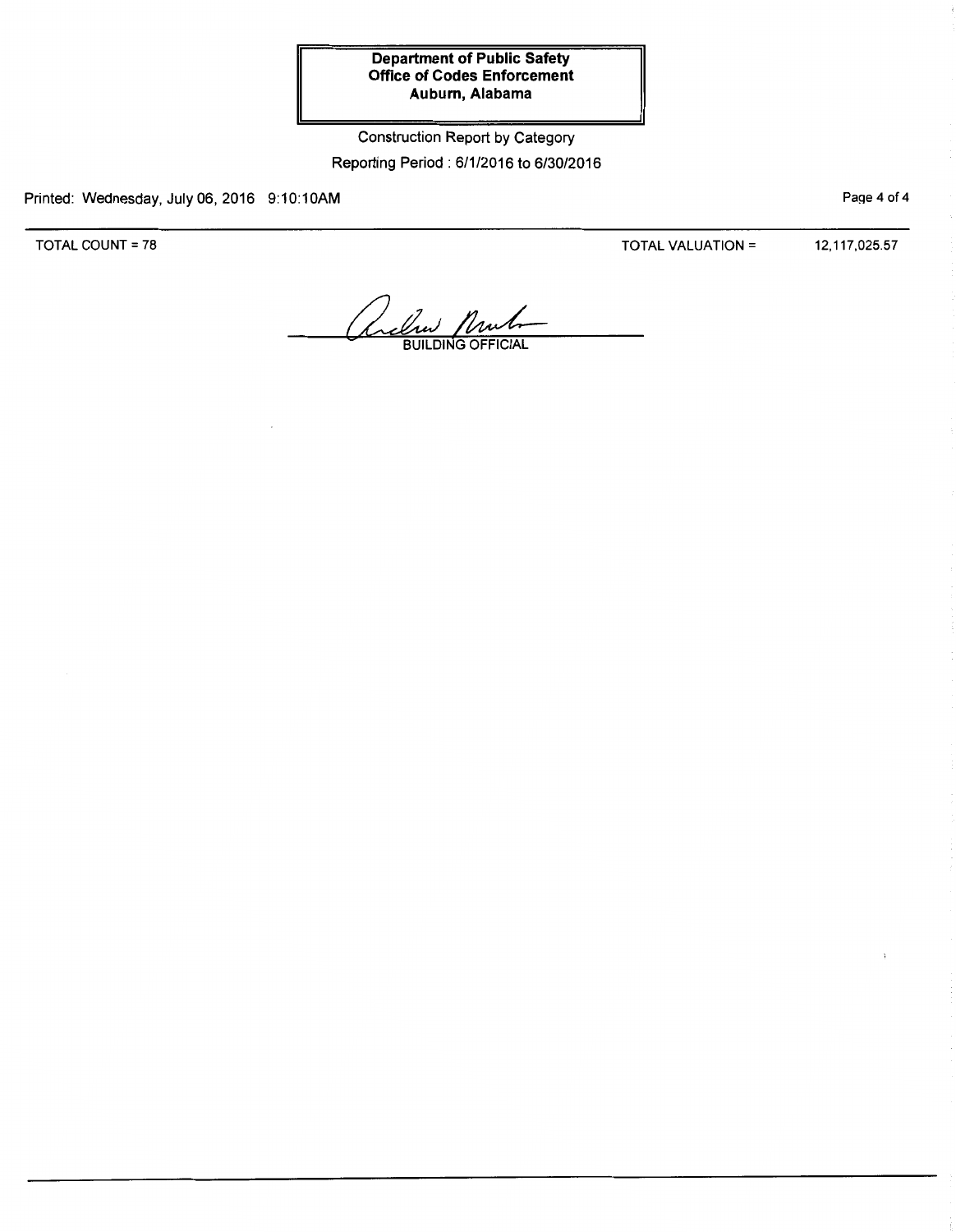**Department of Public Safety**
**Office of Codes Enforcement**
**Auburn, Alabama**

Construction Report by Category

Reporting Period : 6/1/2016 to 6/30/2016

Printed: Wednesday, July 06, 2016 9:10:10AM

TOTAL COUNT = 78

TOTAL VALUATION = 12,117,025.57

BUILDING OFFICIAL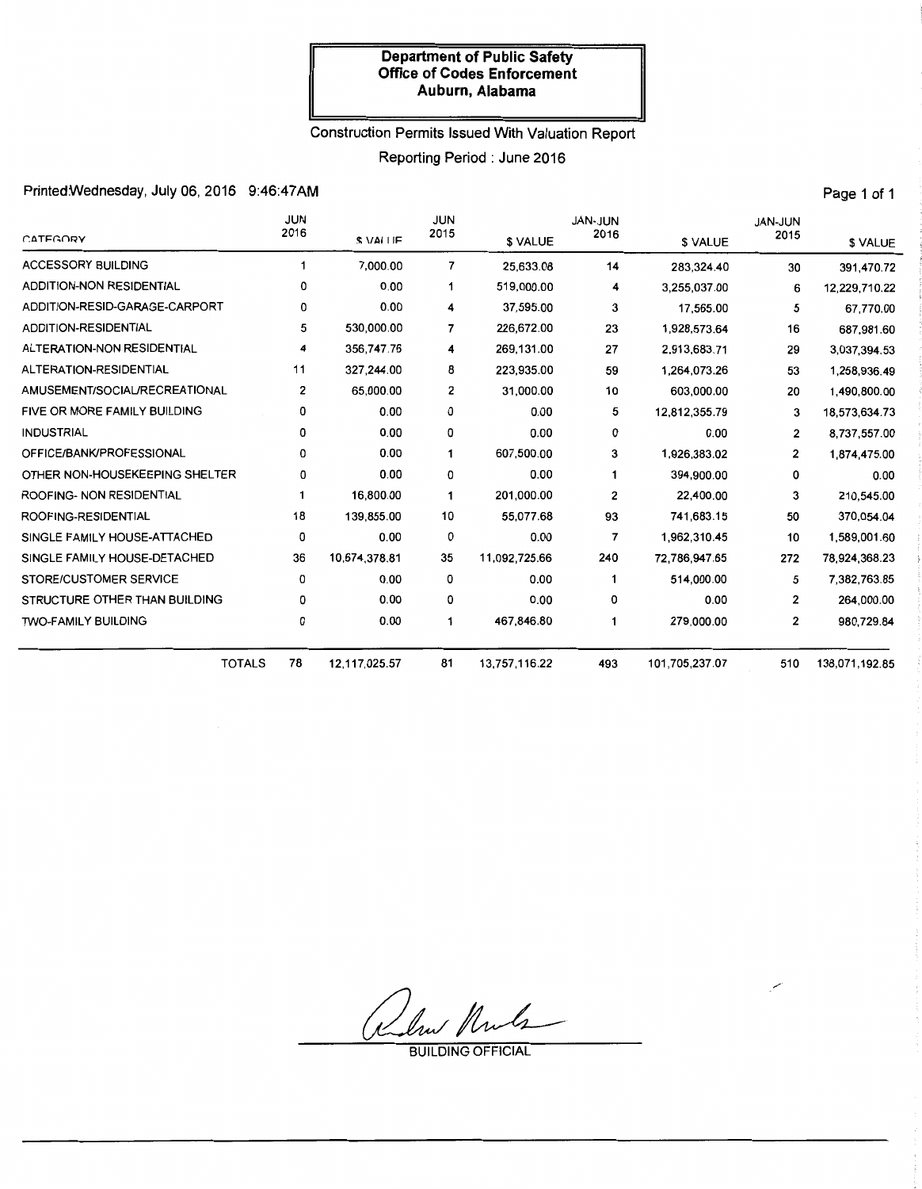**Department of Public Safety**
**Office of Codes Enforcement**
**Auburn, Alabama**

Construction Permits Issued With Valuation Report

Reporting Period : June 2016

Printed:Wednesday, July 06, 2016 9:46:47AM

| CATEGORY | JUN 2016 | $ VALUE | JUN 2015 | $ VALUE | JAN-JUN 2016 | $ VALUE | JAN-JUN 2015 | $ VALUE |
|---|---|---|---|---|---|---|---|---|
| ACCESSORY BUILDING | 1 | 7,000.00 | 7 | 25,633.08 | 14 | 283,324.40 | 30 | 391,470.72 |
| ADDITION-NON RESIDENTIAL | 0 | 0.00 | 1 | 519,000.00 | 4 | 3,255,037.00 | 6 | 12,229,710.22 |
| ADDITION-RESID-GARAGE-CARPORT | 0 | 0.00 | 4 | 37,595.00 | 3 | 17,565.00 | 5 | 67,770.00 |
| ADDITION-RESIDENTIAL | 5 | 530,000.00 | 7 | 226,672.00 | 23 | 1,928,573.64 | 16 | 687,981.60 |
| ALTERATION-NON RESIDENTIAL | 4 | 356,747.76 | 4 | 269,131.00 | 27 | 2,913,683.71 | 29 | 3,037,394.53 |
| ALTERATION-RESIDENTIAL | 11 | 327,244.00 | 8 | 223,935.00 | 59 | 1,264,073.26 | 53 | 1,258,936.49 |
| AMUSEMENT/SOCIAL/RECREATIONAL | 2 | 65,000.00 | 2 | 31,000.00 | 10 | 603,000.00 | 20 | 1,490,800.00 |
| FIVE OR MORE FAMILY BUILDING | 0 | 0.00 | 0 | 0.00 | 5 | 12,812,355.79 | 3 | 18,573,634.73 |
| INDUSTRIAL | 0 | 0.00 | 0 | 0.00 | 0 | 0.00 | 2 | 8,737,557.00 |
| OFFICE/BANK/PROFESSIONAL | 0 | 0.00 | 1 | 607,500.00 | 3 | 1,926,383.02 | 2 | 1,874,475.00 |
| OTHER NON-HOUSEKEEPING SHELTER | 0 | 0.00 | 0 | 0.00 | 1 | 394,900.00 | 0 | 0.00 |
| ROOFING- NON RESIDENTIAL | 1 | 16,800.00 | 1 | 201,000.00 | 2 | 22,400.00 | 3 | 210,545.00 |
| ROOFING-RESIDENTIAL | 18 | 139,855.00 | 10 | 55,077.68 | 93 | 741,683.15 | 50 | 370,054.04 |
| SINGLE FAMILY HOUSE-ATTACHED | 0 | 0.00 | 0 | 0.00 | 7 | 1,962,310.45 | 10 | 1,589,001.60 |
| SINGLE FAMILY HOUSE-DETACHED | 36 | 10,674,378.81 | 35 | 11,092,725.66 | 240 | 72,786,947.65 | 272 | 78,924,368.23 |
| STORE/CUSTOMER SERVICE | 0 | 0.00 | 0 | 0.00 | 1 | 514,000.00 | 5 | 7,382,763.85 |
| STRUCTURE OTHER THAN BUILDING | 0 | 0.00 | 0 | 0.00 | 0 | 0.00 | 2 | 264,000.00 |
| TWO-FAMILY BUILDING | 0 | 0.00 | 1 | 467,846.80 | 1 | 279,000.00 | 2 | 980,729.84 |
| TOTALS | 78 | 12,117,025.57 | 81 | 13,757,116.22 | 493 | 101,705,237.07 | 510 | 138,071,192.85 |

BUILDING OFFICIAL